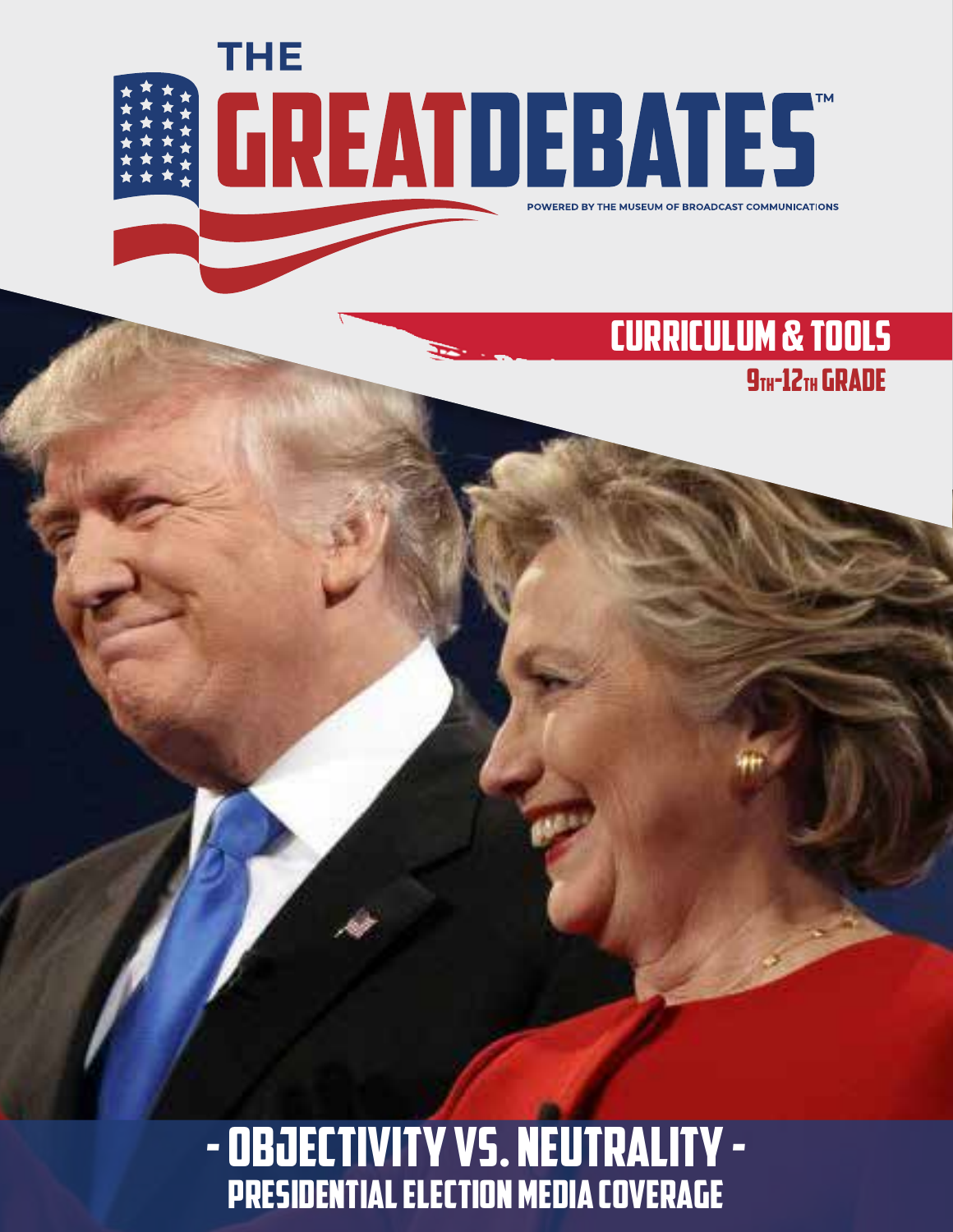# THE GREAT DEBATES™

POWERED BY THE MUSEUM OF BROADCAST COMMUNICATIONS

## CURRICULUM & TOOLS

9TH-12TH GRADE

# - OBJECTIVITY VS. NEUTRALITY -

## PRESIDENTIAL ELECTION MEDIA COVERAGE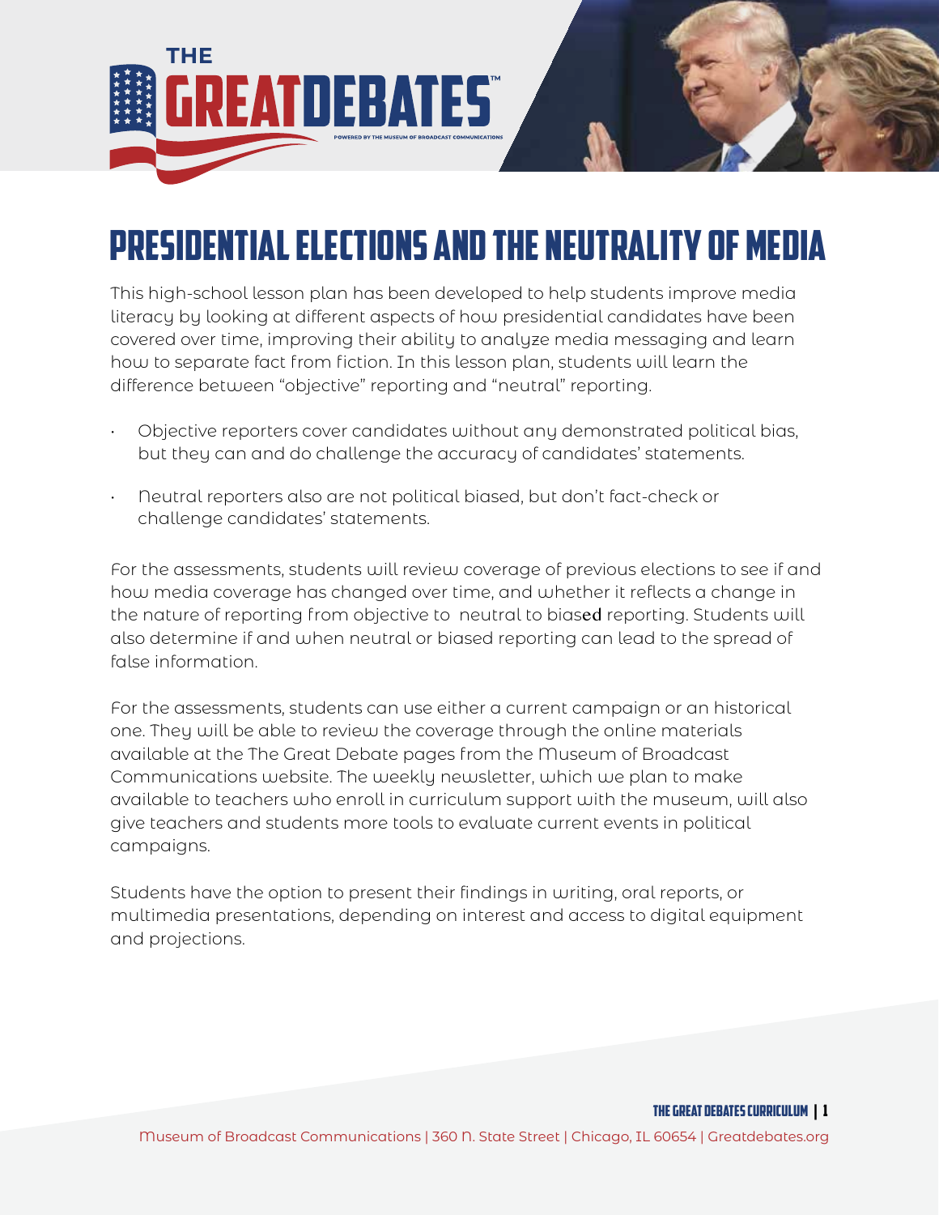# PRESIDENTIAL ELECTIONS AND THE NEUTRALITY OF MEDIA

This high-school lesson plan has been developed to help students improve media literacy by looking at different aspects of how presidential candidates have been covered over time, improving their ability to analyze media messaging and learn how to separate fact from fiction. In this lesson plan, students will learn the difference between "objective" reporting and "neutral" reporting.

- Objective reporters cover candidates without any demonstrated political bias, but they can and do challenge the accuracy of candidates' statements.
- Neutral reporters also are not political biased, but don't fact-check or challenge candidates' statements.

For the assessments, students will review coverage of previous elections to see if and how media coverage has changed over time, and whether it reflects a change in the nature of reporting from objective to neutral to biased reporting. Students will also determine if and when neutral or biased reporting can lead to the spread of false information.

For the assessments, students can use either a current campaign or an historical one. They will be able to review the coverage through the online materials available at the The Great Debate pages from the Museum of Broadcast Communications website. The weekly newsletter, which we plan to make available to teachers who enroll in curriculum support with the museum, will also give teachers and students more tools to evaluate current events in political campaigns.

Students have the option to present their findings in writing, oral reports, or multimedia presentations, depending on interest and access to digital equipment and projections.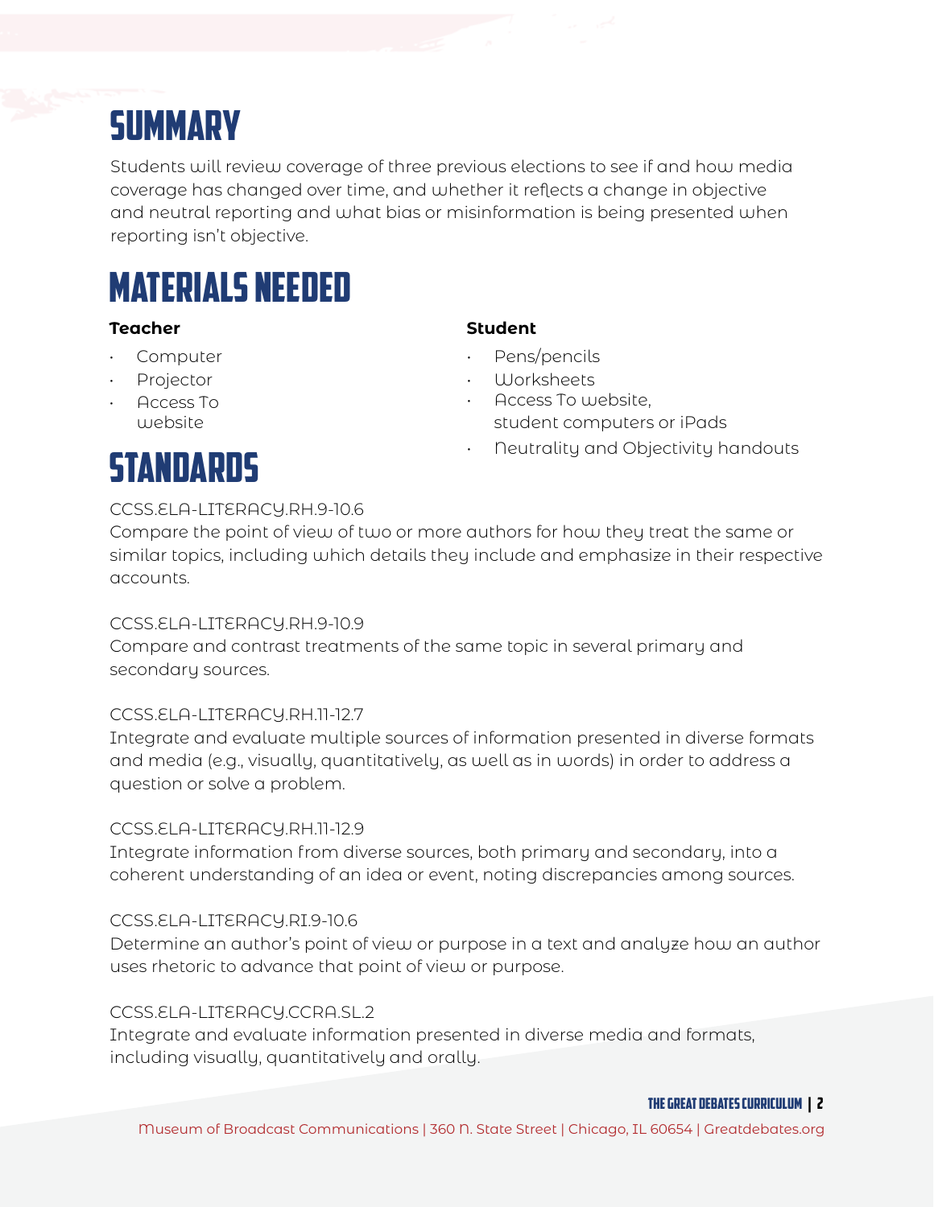# SUMMARY

Students will review coverage of three previous elections to see if and how media coverage has changed over time, and whether it reflects a change in objective and neutral reporting and what bias or misinformation is being presented when reporting isn't objective.

# MATERIALS NEEDED

**Teacher**

- Computer
- Projector
- Access To website

**Student**

- Pens/pencils
- Worksheets
- Access To website, student computers or iPads
- Neutrality and Objectivity handouts

# STANDARDS

CCSS.ELA-LITERACY.RH.9-10.6
Compare the point of view of two or more authors for how they treat the same or similar topics, including which details they include and emphasize in their respective accounts.

CCSS.ELA-LITERACY.RH.9-10.9
Compare and contrast treatments of the same topic in several primary and secondary sources.

CCSS.ELA-LITERACY.RH.11-12.7
Integrate and evaluate multiple sources of information presented in diverse formats and media (e.g., visually, quantitatively, as well as in words) in order to address a question or solve a problem.

CCSS.ELA-LITERACY.RH.11-12.9
Integrate information from diverse sources, both primary and secondary, into a coherent understanding of an idea or event, noting discrepancies among sources.

CCSS.ELA-LITERACY.RI.9-10.6
Determine an author's point of view or purpose in a text and analyze how an author uses rhetoric to advance that point of view or purpose.

CCSS.ELA-LITERACY.CCRA.SL.2
Integrate and evaluate information presented in diverse media and formats, including visually, quantitatively and orally.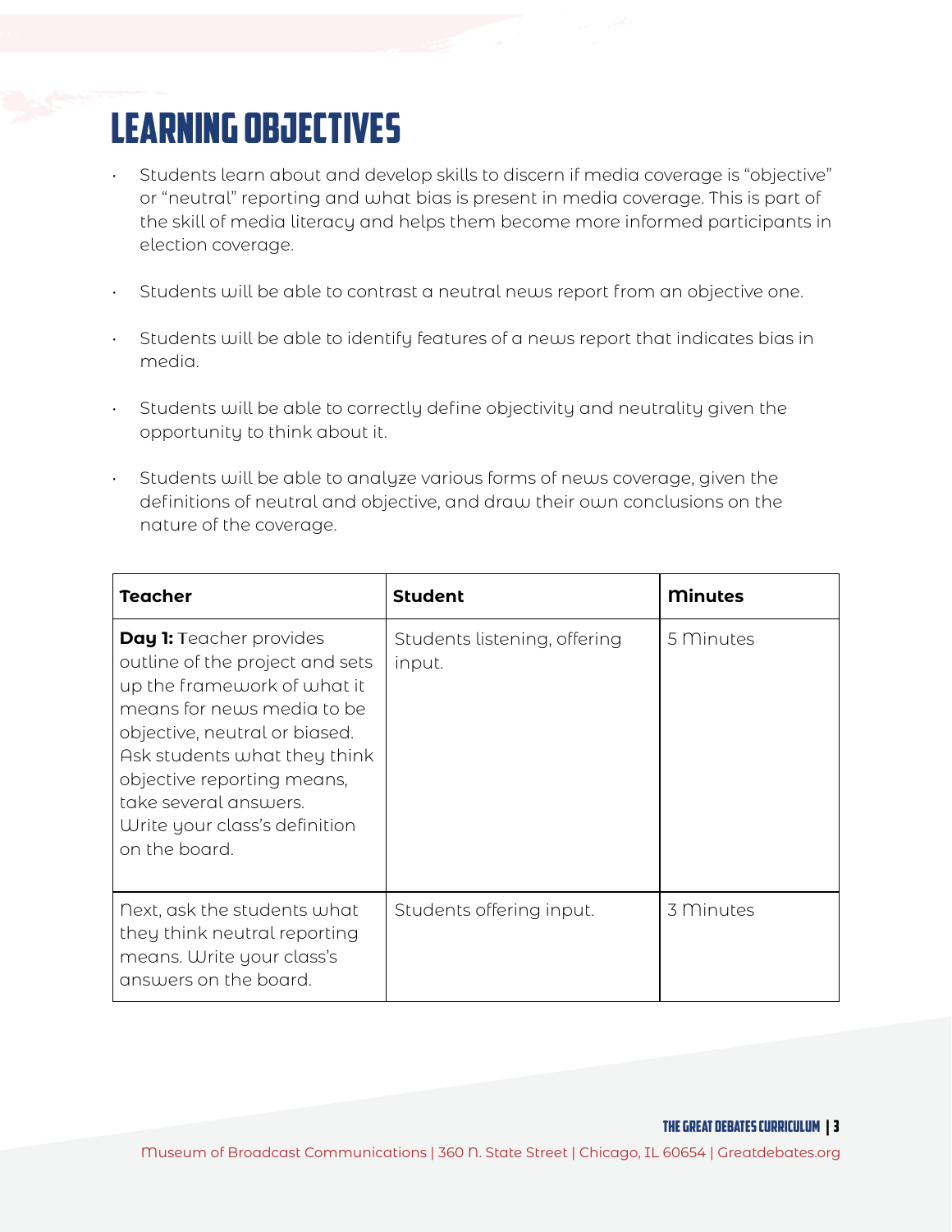# Learning Objectives

- Students learn about and develop skills to discern if media coverage is "objective" or "neutral" reporting and what bias is present in media coverage. This is part of the skill of media literacy and helps them become more informed participants in election coverage.
- Students will be able to contrast a neutral news report from an objective one.
- Students will be able to identify features of a news report that indicates bias in media.
- Students will be able to correctly define objectivity and neutrality given the opportunity to think about it.
- Students will be able to analyze various forms of news coverage, given the definitions of neutral and objective, and draw their own conclusions on the nature of the coverage.

| Teacher | Student | Minutes |
| --- | --- | --- |
| **Day 1:** Teacher provides outline of the project and sets up the framework of what it means for news media to be objective, neutral or biased. Ask students what they think objective reporting means, take several answers. Write your class's definition on the board. | Students listening, offering input. | 5 Minutes |
| Next, ask the students what they think neutral reporting means. Write your class's answers on the board. | Students offering input. | 3 Minutes |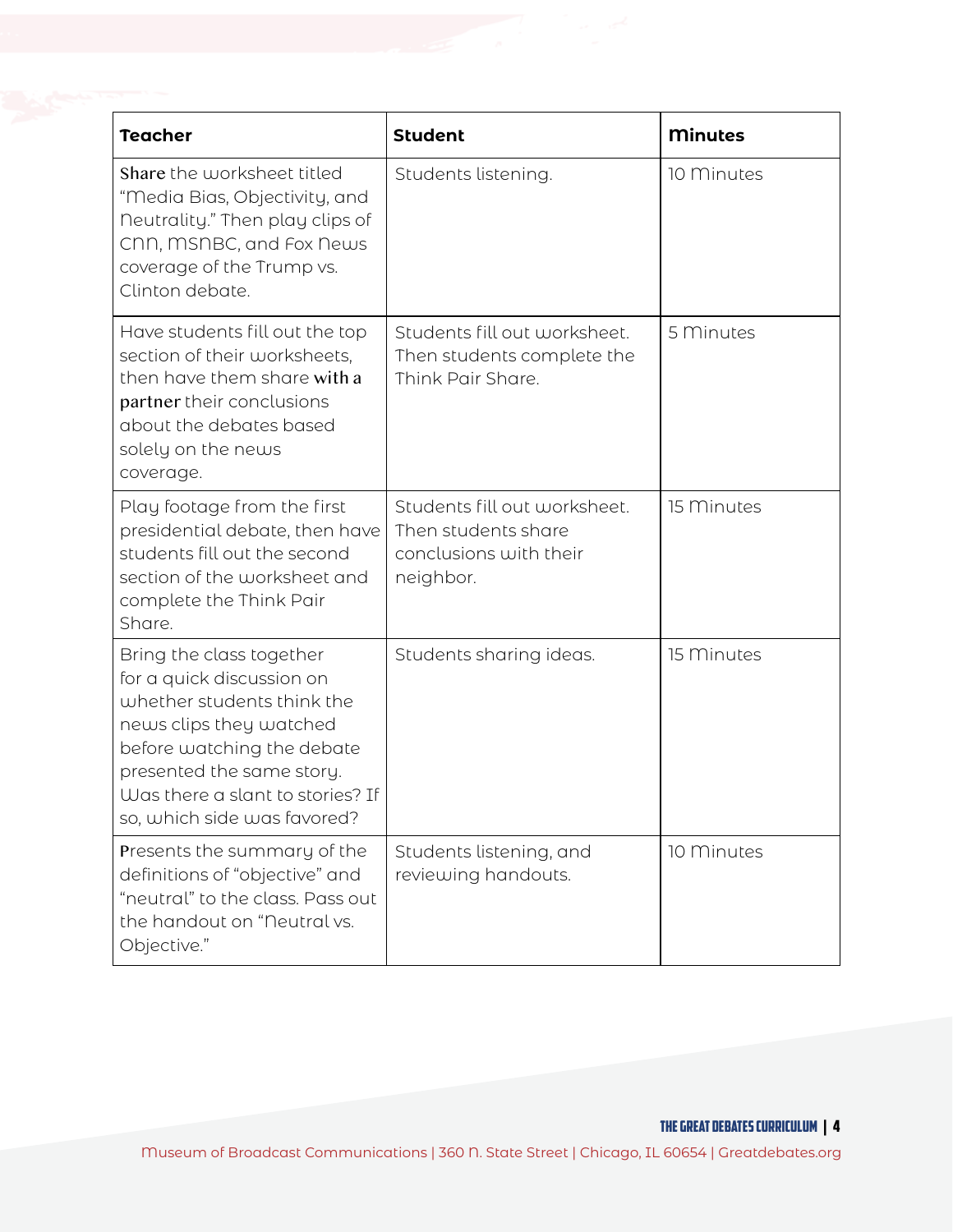| Teacher | Student | Minutes |
| --- | --- | --- |
| **Share** the worksheet titled "Media Bias, Objectivity, and Neutrality." Then play clips of CNN, MSNBC, and Fox News coverage of the Trump vs. Clinton debate. | Students listening. | 10 Minutes |
| Have students fill out the top section of their worksheets, then have them share **with a partner** their conclusions about the debates based solely on the news coverage. | Students fill out worksheet. Then students complete the Think Pair Share. | 5 Minutes |
| Play footage from the first presidential debate, then have students fill out the second section of the worksheet and complete the Think Pair Share. | Students fill out worksheet. Then students share conclusions with their neighbor. | 15 Minutes |
| Bring the class together for a quick discussion on whether students think the news clips they watched before watching the debate presented the same story. Was there a slant to stories? If so, which side was favored? | Students sharing ideas. | 15 Minutes |
| Presents the summary of the definitions of "objective" and "neutral" to the class. Pass out the handout on "Neutral vs. Objective." | Students listening, and reviewing handouts. | 10 Minutes |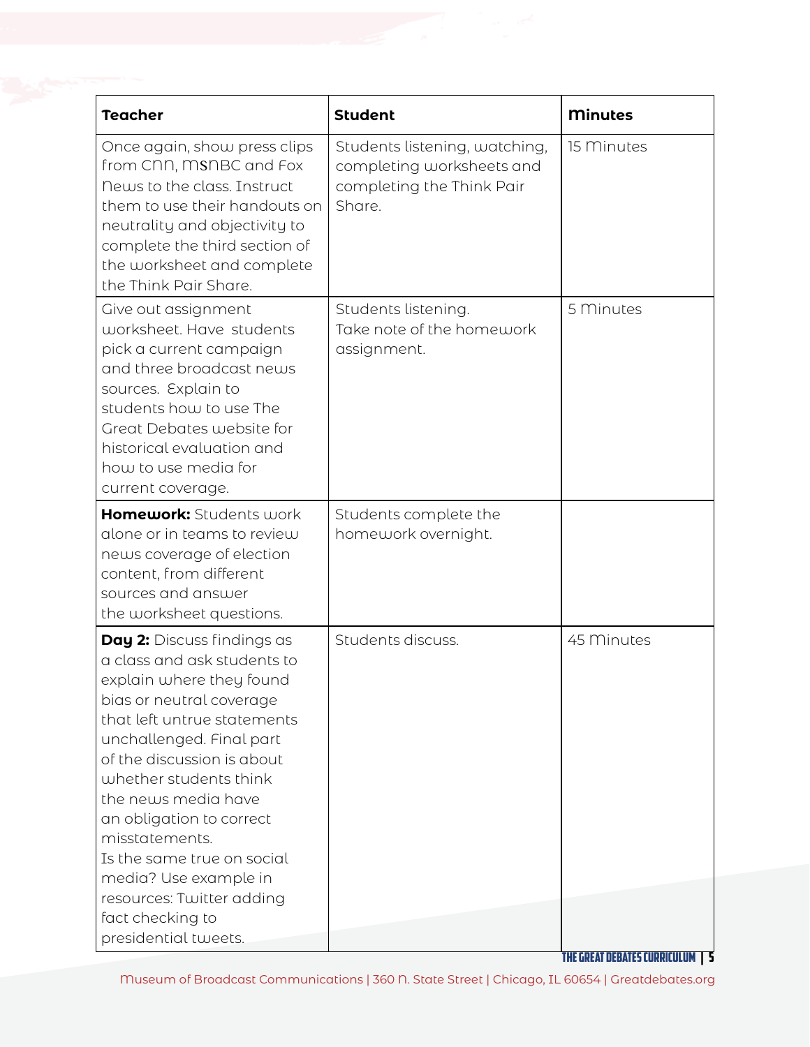| Teacher | Student | Minutes |
|---|---|---|
| Once again, show press clips from CNN, MSNBC and Fox News to the class. Instruct them to use their handouts on neutrality and objectivity to complete the third section of the worksheet and complete the Think Pair Share. | Students listening, watching, completing worksheets and completing the Think Pair Share. | 15 Minutes |
| Give out assignment worksheet. Have students pick a current campaign and three broadcast news sources. Explain to students how to use The Great Debates website for historical evaluation and how to use media for current coverage. | Students listening. Take note of the homework assignment. | 5 Minutes |
| **Homework:** Students work alone or in teams to review news coverage of election content, from different sources and answer the worksheet questions. | Students complete the homework overnight. | |
| **Day 2:** Discuss findings as a class and ask students to explain where they found bias or neutral coverage that left untrue statements unchallenged. Final part of the discussion is about whether students think the news media have an obligation to correct misstatements. Is the same true on social media? Use example in resources: Twitter adding fact checking to presidential tweets. | Students discuss. | 45 Minutes |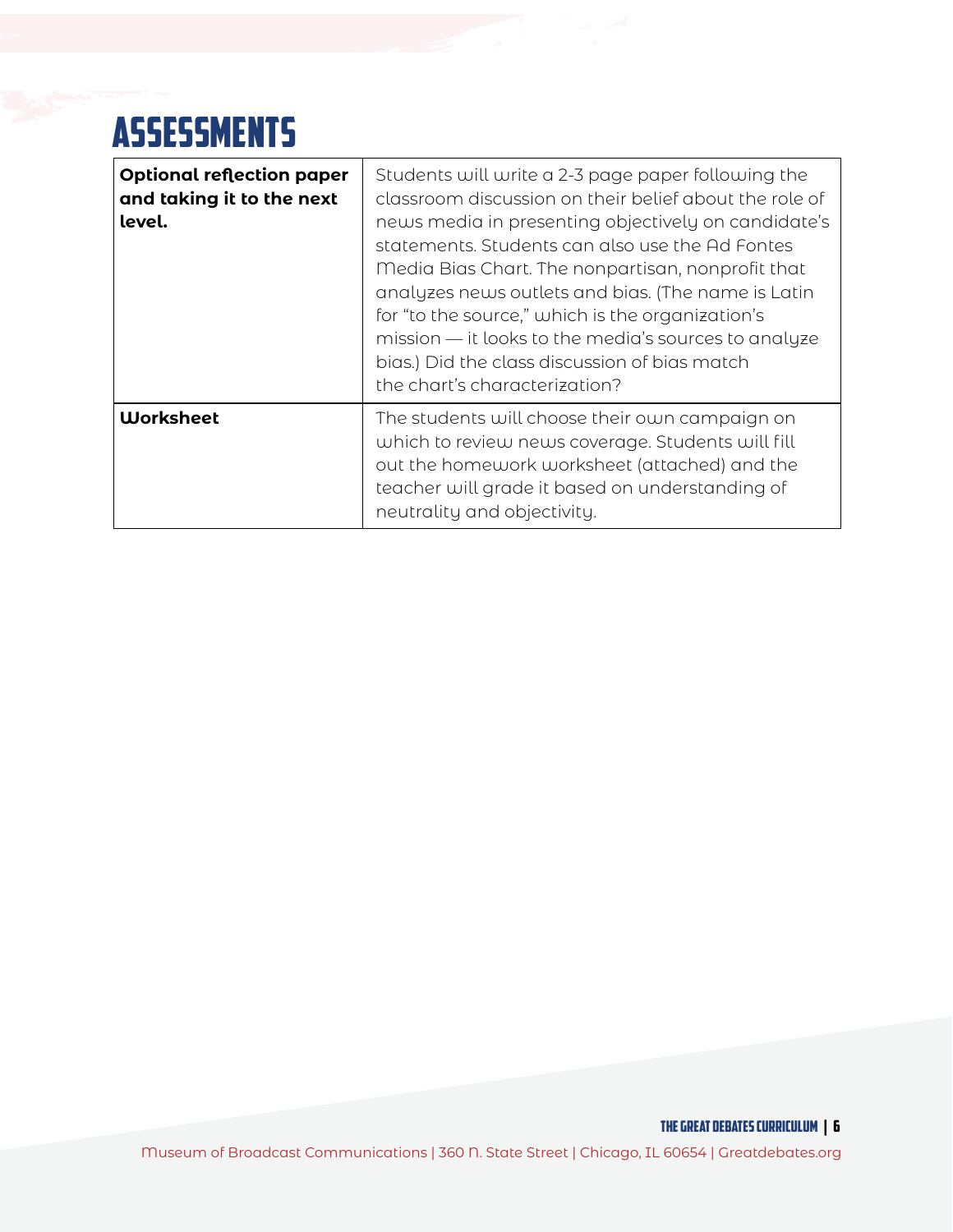# ASSESSMENTS

| | |
|---|---|
| **Optional reflection paper and taking it to the next level.** | Students will write a 2-3 page paper following the classroom discussion on their belief about the role of news media in presenting objectively on candidate's statements. Students can also use the Ad Fontes Media Bias Chart. The nonpartisan, nonprofit that analyzes news outlets and bias. (The name is Latin for "to the source," which is the organization's mission — it looks to the media's sources to analyze bias.) Did the class discussion of bias match the chart's characterization? |
| **Worksheet** | The students will choose their own campaign on which to review news coverage. Students will fill out the homework worksheet (attached) and the teacher will grade it based on understanding of neutrality and objectivity. |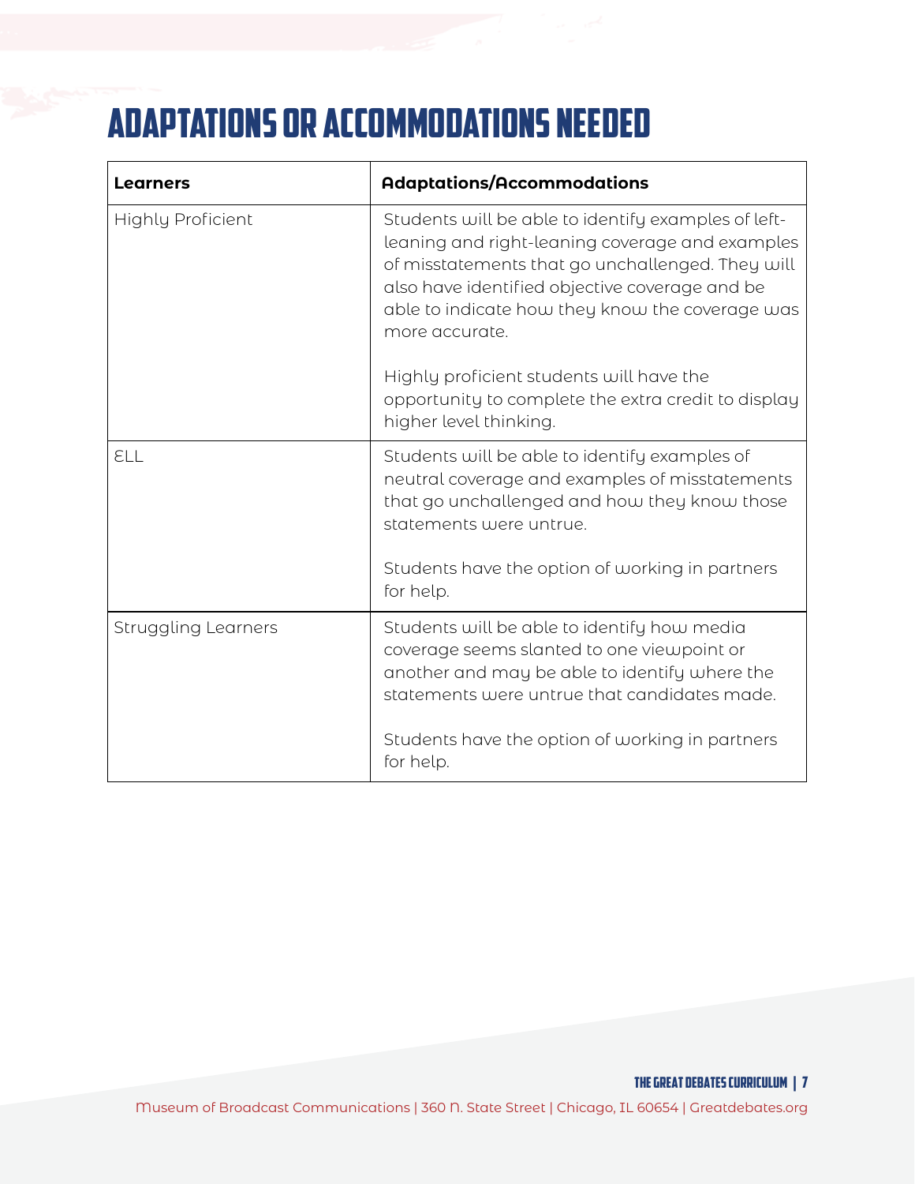# Adaptations or Accommodations Needed

| Learners | Adaptations/Accommodations |
| --- | --- |
| Highly Proficient | Students will be able to identify examples of left-leaning and right-leaning coverage and examples of misstatements that go unchallenged. They will also have identified objective coverage and be able to indicate how they know the coverage was more accurate.<br><br>Highly proficient students will have the opportunity to complete the extra credit to display higher level thinking. |
| ELL | Students will be able to identify examples of neutral coverage and examples of misstatements that go unchallenged and how they know those statements were untrue.<br><br>Students have the option of working in partners for help. |
| Struggling Learners | Students will be able to identify how media coverage seems slanted to one viewpoint or another and may be able to identify where the statements were untrue that candidates made.<br><br>Students have the option of working in partners for help. |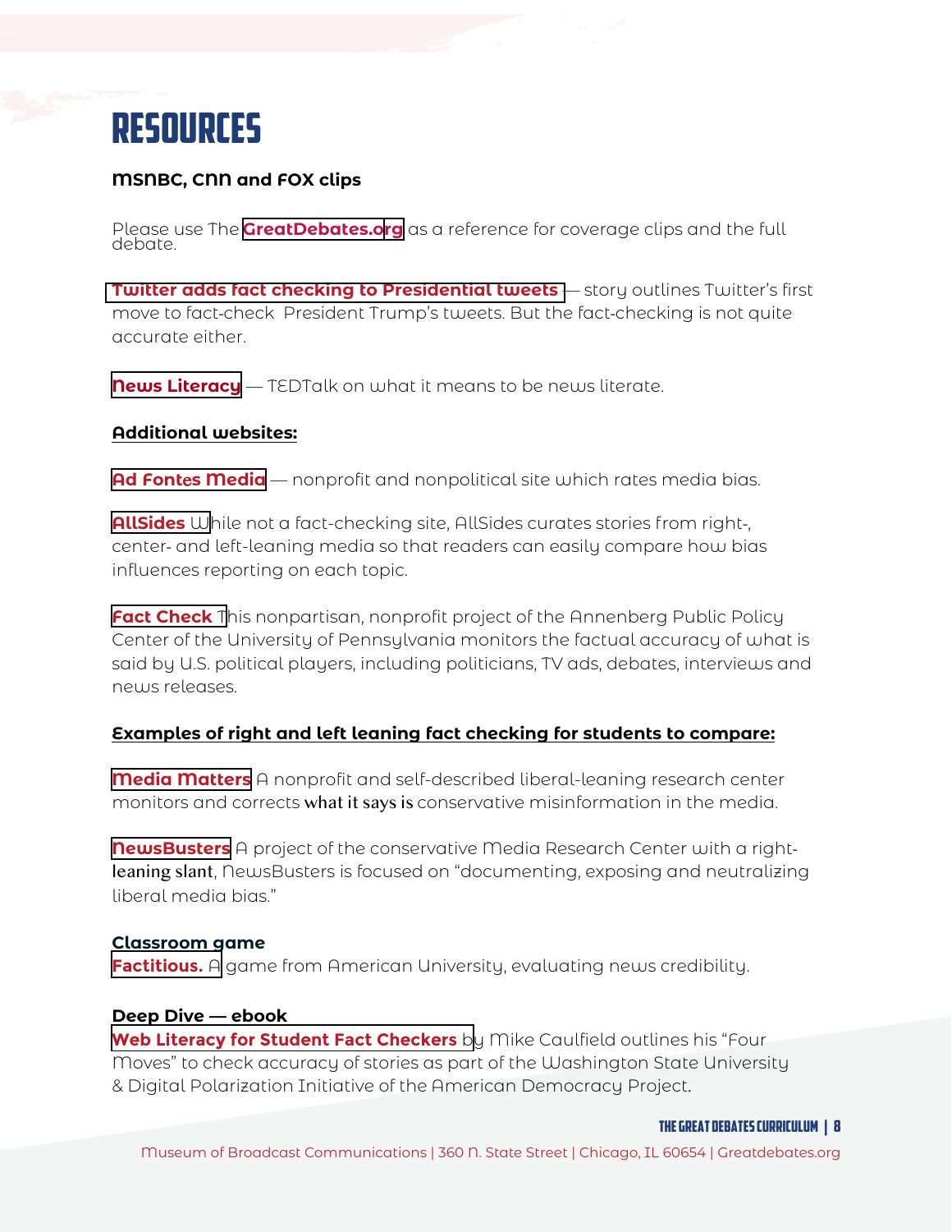# RESOURCES

### MSNBC, CNN and FOX clips

Please use The **GreatDebates.org** as a reference for coverage clips and the full debate.

**Twitter adds fact checking to Presidential tweets** — story outlines Twitter's first move to fact-check President Trump's tweets. But the fact-checking is not quite accurate either.

**News Literacy** — TEDTalk on what it means to be news literate.

### Additional websites:

**Ad Fontes Media** — nonprofit and nonpolitical site which rates media bias.

**AllSides** While not a fact-checking site, AllSides curates stories from right-, center- and left-leaning media so that readers can easily compare how bias influences reporting on each topic.

**Fact Check** This nonpartisan, nonprofit project of the Annenberg Public Policy Center of the University of Pennsylvania monitors the factual accuracy of what is said by U.S. political players, including politicians, TV ads, debates, interviews and news releases.

### Examples of right and left leaning fact checking for students to compare:

**Media Matters** A nonprofit and self-described liberal-leaning research center monitors and corrects what it says is conservative misinformation in the media.

**NewsBusters** A project of the conservative Media Research Center with a right-leaning slant, NewsBusters is focused on "documenting, exposing and neutralizing liberal media bias."

### Classroom game

**Factitious.** A game from American University, evaluating news credibility.

### Deep Dive — ebook

**Web Literacy for Student Fact Checkers** by Mike Caulfield outlines his "Four Moves" to check accuracy of stories as part of the Washington State University & Digital Polarization Initiative of the American Democracy Project.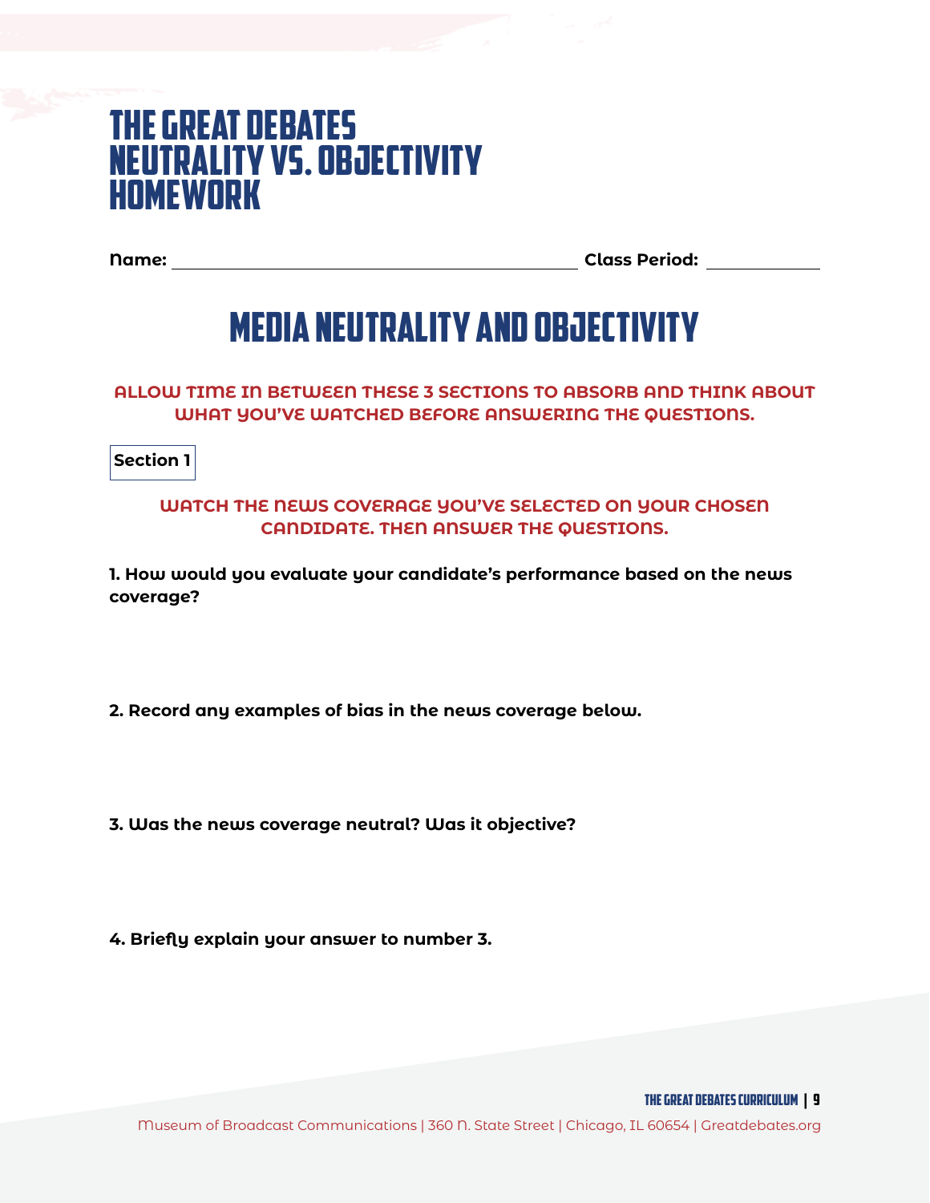# THE GREAT DEBATES NEUTRALITY VS. OBJECTIVITY HOMEWORK

**Name:** ____________________ **Class Period:** __________

## MEDIA NEUTRALITY AND OBJECTIVITY

**ALLOW TIME IN BETWEEN THESE 3 SECTIONS TO ABSORB AND THINK ABOUT WHAT YOU'VE WATCHED BEFORE ANSWERING THE QUESTIONS.**

**Section 1**

**WATCH THE NEWS COVERAGE YOU'VE SELECTED ON YOUR CHOSEN CANDIDATE. THEN ANSWER THE QUESTIONS.**

**1. How would you evaluate your candidate's performance based on the news coverage?**

**2. Record any examples of bias in the news coverage below.**

**3. Was the news coverage neutral? Was it objective?**

**4. Briefly explain your answer to number 3.**

Museum of Broadcast Communications | 360 N. State Street | Chicago, IL 60654 | Greatdebates.org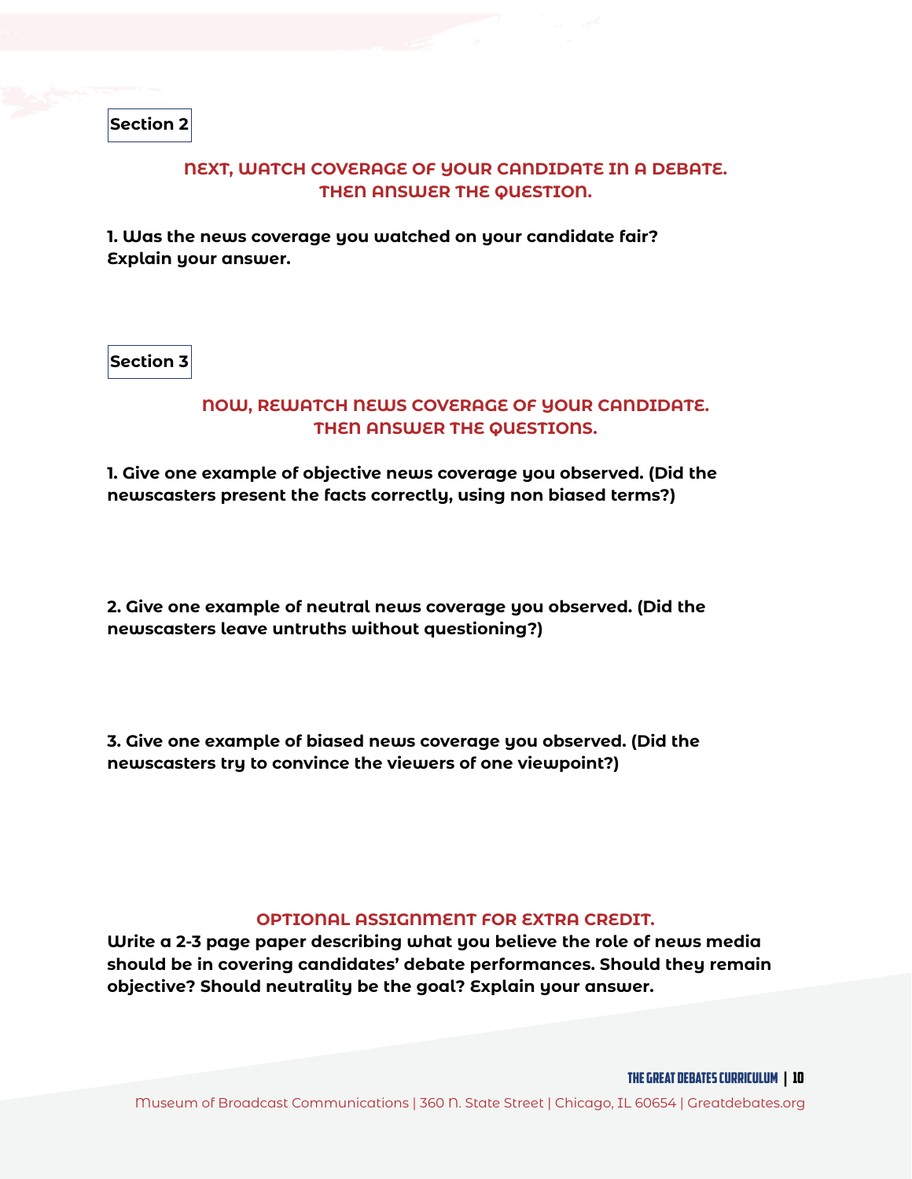**Section 2**

## NEXT, WATCH COVERAGE OF YOUR CANDIDATE IN A DEBATE. THEN ANSWER THE QUESTION.

**1. Was the news coverage you watched on your candidate fair? Explain your answer.**

**Section 3**

## NOW, REWATCH NEWS COVERAGE OF YOUR CANDIDATE. THEN ANSWER THE QUESTIONS.

**1. Give one example of objective news coverage you observed. (Did the newscasters present the facts correctly, using non biased terms?)**

**2. Give one example of neutral news coverage you observed. (Did the newscasters leave untruths without questioning?)**

**3. Give one example of biased news coverage you observed. (Did the newscasters try to convince the viewers of one viewpoint?)**

## OPTIONAL ASSIGNMENT FOR EXTRA CREDIT.

**Write a 2-3 page paper describing what you believe the role of news media should be in covering candidates' debate performances. Should they remain objective? Should neutrality be the goal? Explain your answer.**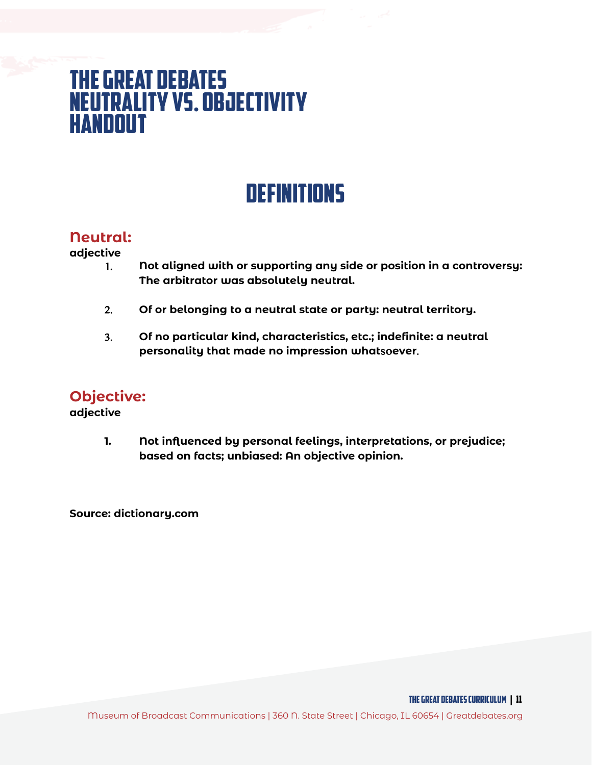# THE GREAT DEBATES NEUTRALITY VS. OBJECTIVITY HANDOUT

## DEFINITIONS

### Neutral:

**adjective**

1. **Not aligned with or supporting any side or position in a controversy: The arbitrator was absolutely neutral.**

2. **Of or belonging to a neutral state or party: neutral territory.**

3. **Of no particular kind, characteristics, etc.; indefinite: a neutral personality that made no impression whatsoever.**

### Objective:

**adjective**

1. **Not influenced by personal feelings, interpretations, or prejudice; based on facts; unbiased: An objective opinion.**

**Source: dictionary.com**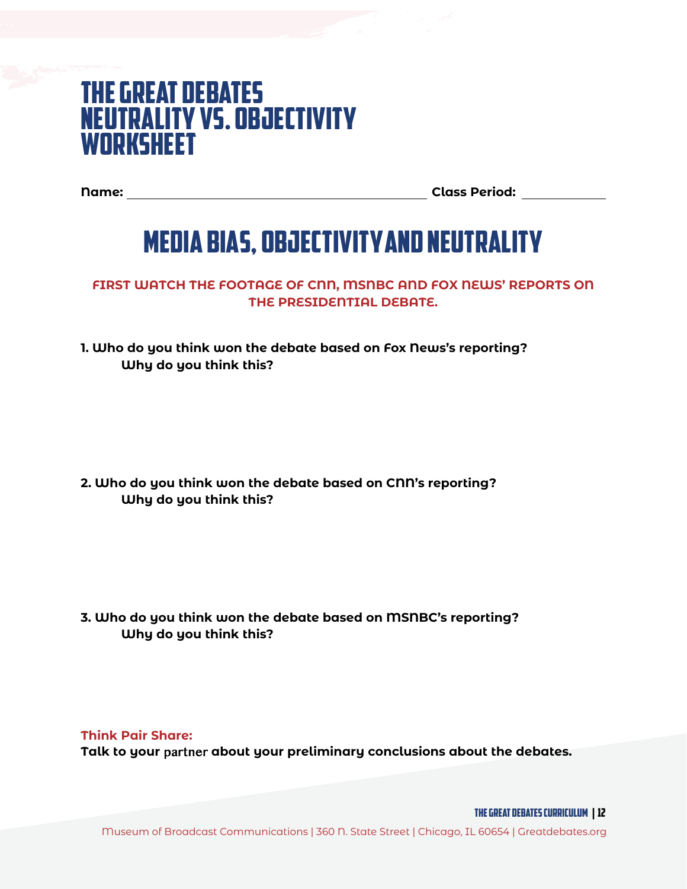# The Great Debates Neutrality vs. Objectivity Worksheet

**Name:** ______________________________ **Class Period:** __________

## Media Bias, Objectivity and Neutrality

**FIRST WATCH THE FOOTAGE OF CNN, MSNBC AND FOX NEWS' REPORTS ON THE PRESIDENTIAL DEBATE.**

**1. Who do you think won the debate based on Fox News's reporting? Why do you think this?**

**2. Who do you think won the debate based on CNN's reporting? Why do you think this?**

**3. Who do you think won the debate based on MSNBC's reporting? Why do you think this?**

**Think Pair Share:**
**Talk to your partner about your preliminary conclusions about the debates.**

Museum of Broadcast Communications | 360 N. State Street | Chicago, IL 60654 | Greatdebates.org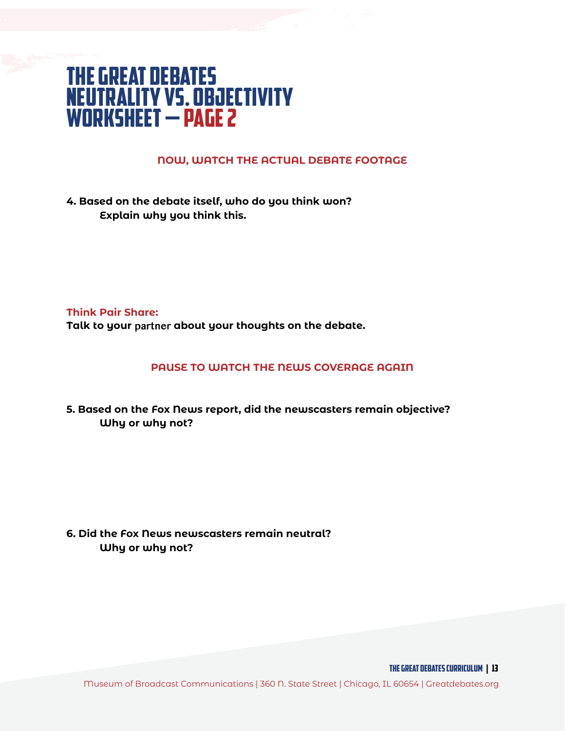# The Great Debates Neutrality vs. Objectivity Worksheet – Page 2

### NOW, WATCH THE ACTUAL DEBATE FOOTAGE

**4. Based on the debate itself, who do you think won?**
**Explain why you think this.**

**Think Pair Share:**
**Talk to your partner about your thoughts on the debate.**

### PAUSE TO WATCH THE NEWS COVERAGE AGAIN

**5. Based on the Fox News report, did the newscasters remain objective?**
**Why or why not?**

**6. Did the Fox News newscasters remain neutral?**
**Why or why not?**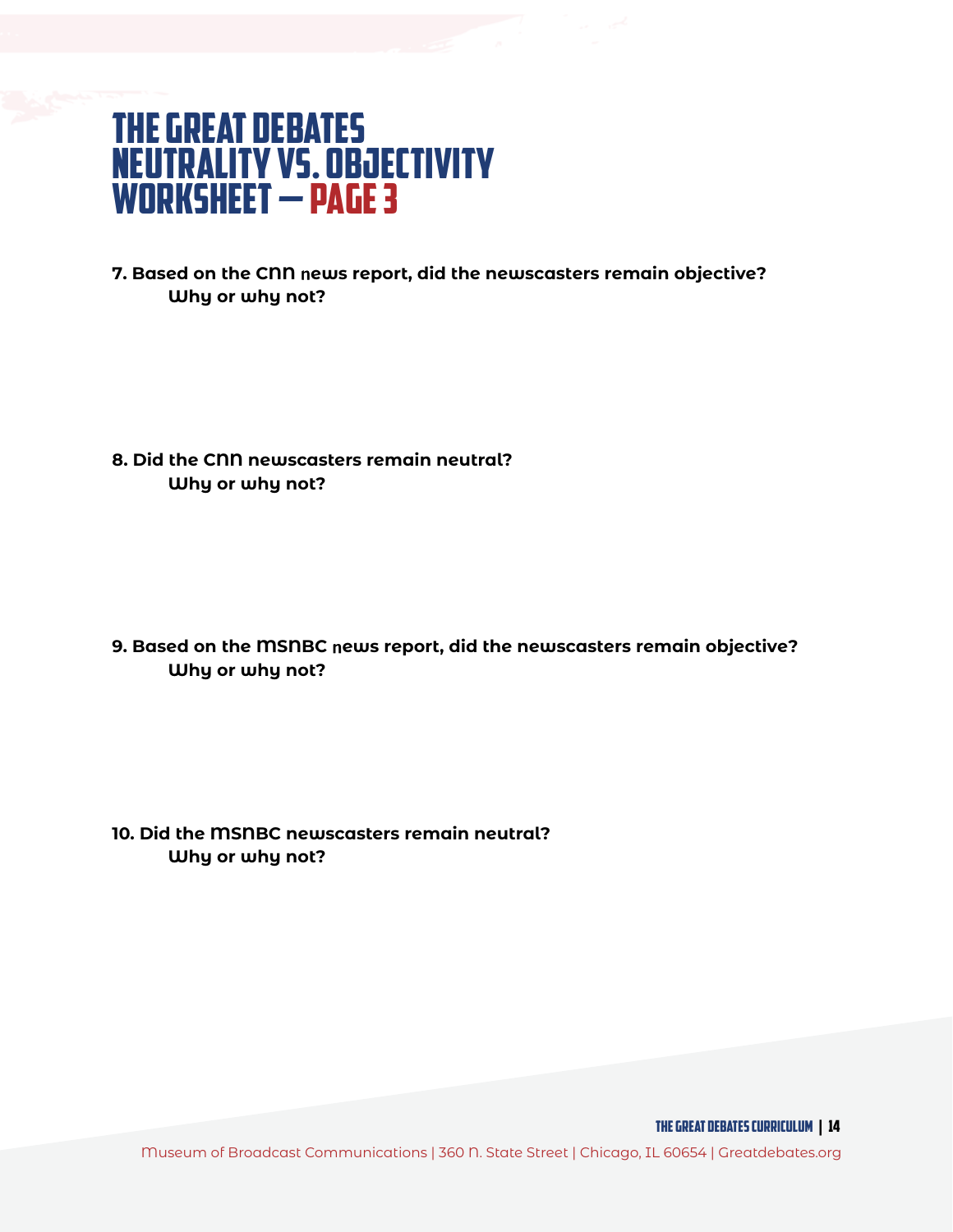# The Great Debates Neutrality vs. Objectivity Worksheet – Page 3

**7. Based on the CNN news report, did the newscasters remain objective?**
**Why or why not?**

**8. Did the CNN newscasters remain neutral?**
**Why or why not?**

**9. Based on the MSNBC news report, did the newscasters remain objective?**
**Why or why not?**

**10. Did the MSNBC newscasters remain neutral?**
**Why or why not?**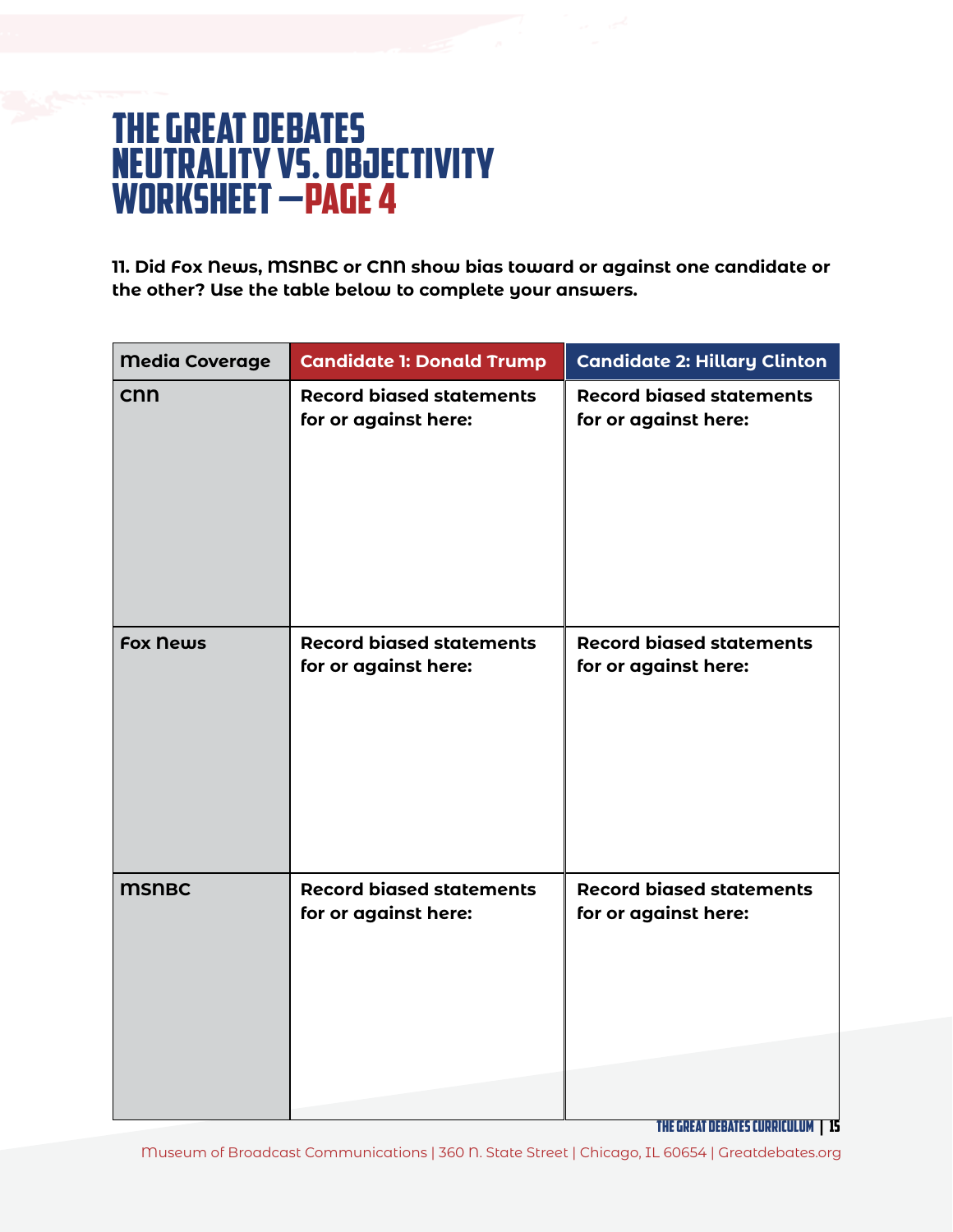# THE GREAT DEBATES NEUTRALITY VS. OBJECTIVITY WORKSHEET —PAGE 4

**11. Did Fox News, MSNBC or CNN show bias toward or against one candidate or the other? Use the table below to complete your answers.**

| Media Coverage | Candidate 1: Donald Trump | Candidate 2: Hillary Clinton |
|---|---|---|
| CNN | Record biased statements for or against here: | Record biased statements for or against here: |
| Fox News | Record biased statements for or against here: | Record biased statements for or against here: |
| MSNBC | Record biased statements for or against here: | Record biased statements for or against here: |

Museum of Broadcast Communications | 360 N. State Street | Chicago, IL 60654 | Greatdebates.org